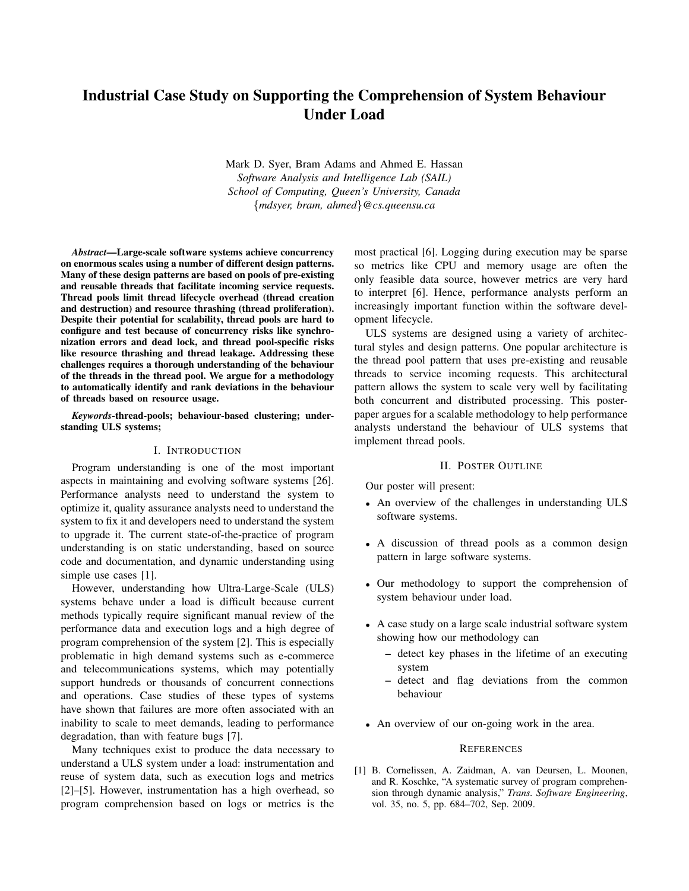# Industrial Case Study on Supporting the Comprehension of System Behaviour Under Load

Mark D. Syer, Bram Adams and Ahmed E. Hassan
*Software Analysis and Intelligence Lab (SAIL)*
*School of Computing, Queen's University, Canada*
*{mdsyer, bram, ahmed}@cs.queensu.ca*

***Abstract*—Large-scale software systems achieve concurrency on enormous scales using a number of different design patterns. Many of these design patterns are based on pools of pre-existing and reusable threads that facilitate incoming service requests. Thread pools limit thread lifecycle overhead (thread creation and destruction) and resource thrashing (thread proliferation). Despite their potential for scalability, thread pools are hard to configure and test because of concurrency risks like synchronization errors and dead lock, and thread pool-specific risks like resource thrashing and thread leakage. Addressing these challenges requires a thorough understanding of the behaviour of the threads in the thread pool. We argue for a methodology to automatically identify and rank deviations in the behaviour of threads based on resource usage.**

***Keywords*-thread-pools; behaviour-based clustering; understanding ULS systems;**

## I. Introduction

Program understanding is one of the most important aspects in maintaining and evolving software systems [26]. Performance analysts need to understand the system to optimize it, quality assurance analysts need to understand the system to fix it and developers need to understand the system to upgrade it. The current state-of-the-practice of program understanding is on static understanding, based on source code and documentation, and dynamic understanding using simple use cases [1].

However, understanding how Ultra-Large-Scale (ULS) systems behave under a load is difficult because current methods typically require significant manual review of the performance data and execution logs and a high degree of program comprehension of the system [2]. This is especially problematic in high demand systems such as e-commerce and telecommunications systems, which may potentially support hundreds or thousands of concurrent connections and operations. Case studies of these types of systems have shown that failures are more often associated with an inability to scale to meet demands, leading to performance degradation, than with feature bugs [7].

Many techniques exist to produce the data necessary to understand a ULS system under a load: instrumentation and reuse of system data, such as execution logs and metrics [2]–[5]. However, instrumentation has a high overhead, so program comprehension based on logs or metrics is the most practical [6]. Logging during execution may be sparse so metrics like CPU and memory usage are often the only feasible data source, however metrics are very hard to interpret [6]. Hence, performance analysts perform an increasingly important function within the software development lifecycle.

ULS systems are designed using a variety of architectural styles and design patterns. One popular architecture is the thread pool pattern that uses pre-existing and reusable threads to service incoming requests. This architectural pattern allows the system to scale very well by facilitating both concurrent and distributed processing. This poster-paper argues for a scalable methodology to help performance analysts understand the behaviour of ULS systems that implement thread pools.

## II. Poster Outline

Our poster will present:

- An overview of the challenges in understanding ULS software systems.
- A discussion of thread pools as a common design pattern in large software systems.
- Our methodology to support the comprehension of system behaviour under load.
- A case study on a large scale industrial software system showing how our methodology can
  - detect key phases in the lifetime of an executing system
  - detect and flag deviations from the common behaviour
- An overview of our on-going work in the area.

## References

[1] B. Cornelissen, A. Zaidman, A. van Deursen, L. Moonen, and R. Koschke, "A systematic survey of program comprehension through dynamic analysis," *Trans. Software Engineering*, vol. 35, no. 5, pp. 684–702, Sep. 2009.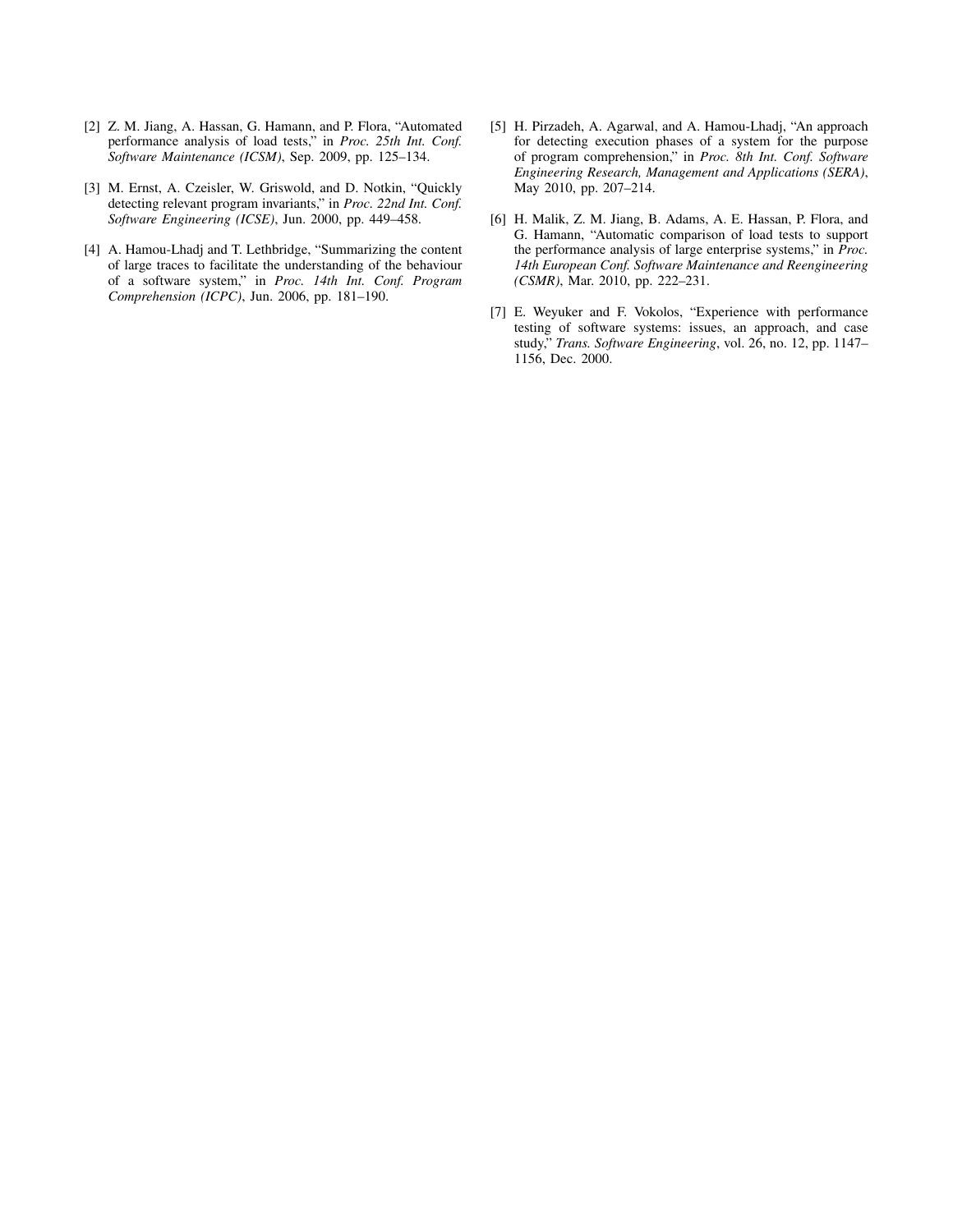[2] Z. M. Jiang, A. Hassan, G. Hamann, and P. Flora, "Automated performance analysis of load tests," in *Proc. 25th Int. Conf. Software Maintenance (ICSM)*, Sep. 2009, pp. 125–134.

[3] M. Ernst, A. Czeisler, W. Griswold, and D. Notkin, "Quickly detecting relevant program invariants," in *Proc. 22nd Int. Conf. Software Engineering (ICSE)*, Jun. 2000, pp. 449–458.

[4] A. Hamou-Lhadj and T. Lethbridge, "Summarizing the content of large traces to facilitate the understanding of the behaviour of a software system," in *Proc. 14th Int. Conf. Program Comprehension (ICPC)*, Jun. 2006, pp. 181–190.

[5] H. Pirzadeh, A. Agarwal, and A. Hamou-Lhadj, "An approach for detecting execution phases of a system for the purpose of program comprehension," in *Proc. 8th Int. Conf. Software Engineering Research, Management and Applications (SERA)*, May 2010, pp. 207–214.

[6] H. Malik, Z. M. Jiang, B. Adams, A. E. Hassan, P. Flora, and G. Hamann, "Automatic comparison of load tests to support the performance analysis of large enterprise systems," in *Proc. 14th European Conf. Software Maintenance and Reengineering (CSMR)*, Mar. 2010, pp. 222–231.

[7] E. Weyuker and F. Vokolos, "Experience with performance testing of software systems: issues, an approach, and case study," *Trans. Software Engineering*, vol. 26, no. 12, pp. 1147–1156, Dec. 2000.